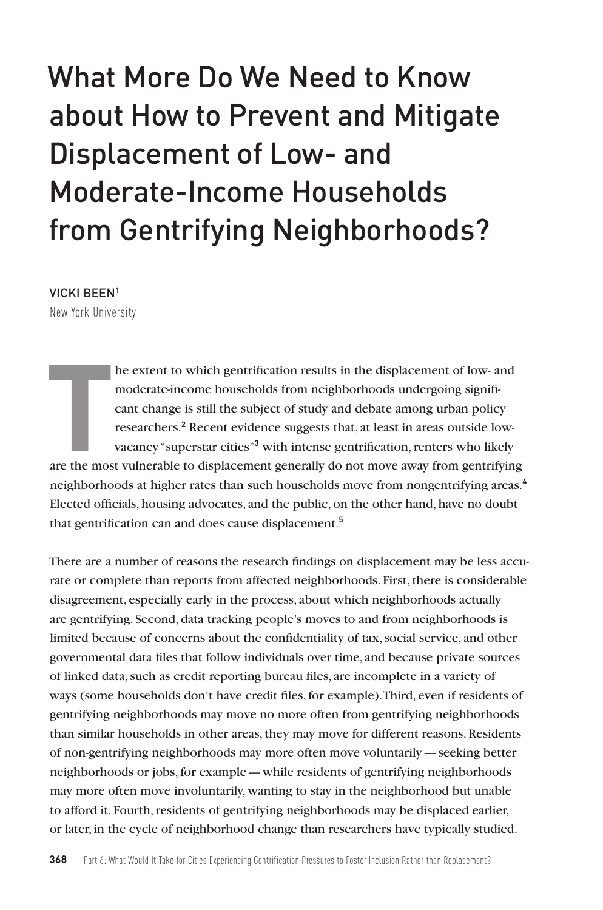# What More Do We Need to Know about How to Prevent and Mitigate Displacement of Low- and Moderate-Income Households from Gentrifying Neighborhoods?

VICKI BEEN[1]

New York University

The extent to which gentrification results in the displacement of low- and moderate-income households from neighborhoods undergoing significant change is still the subject of study and debate among urban policy researchers.[2] Recent evidence suggests that, at least in areas outside low-vacancy "superstar cities"[3] with intense gentrification, renters who likely are the most vulnerable to displacement generally do not move away from gentrifying neighborhoods at higher rates than such households move from nongentrifying areas.[4] Elected officials, housing advocates, and the public, on the other hand, have no doubt that gentrification can and does cause displacement.[5]

There are a number of reasons the research findings on displacement may be less accurate or complete than reports from affected neighborhoods. First, there is considerable disagreement, especially early in the process, about which neighborhoods actually are gentrifying. Second, data tracking people's moves to and from neighborhoods is limited because of concerns about the confidentiality of tax, social service, and other governmental data files that follow individuals over time, and because private sources of linked data, such as credit reporting bureau files, are incomplete in a variety of ways (some households don't have credit files, for example). Third, even if residents of gentrifying neighborhoods may move no more often from gentrifying neighborhoods than similar households in other areas, they may move for different reasons. Residents of non-gentrifying neighborhoods may more often move voluntarily — seeking better neighborhoods or jobs, for example — while residents of gentrifying neighborhoods may more often move involuntarily, wanting to stay in the neighborhood but unable to afford it. Fourth, residents of gentrifying neighborhoods may be displaced earlier, or later, in the cycle of neighborhood change than researchers have typically studied.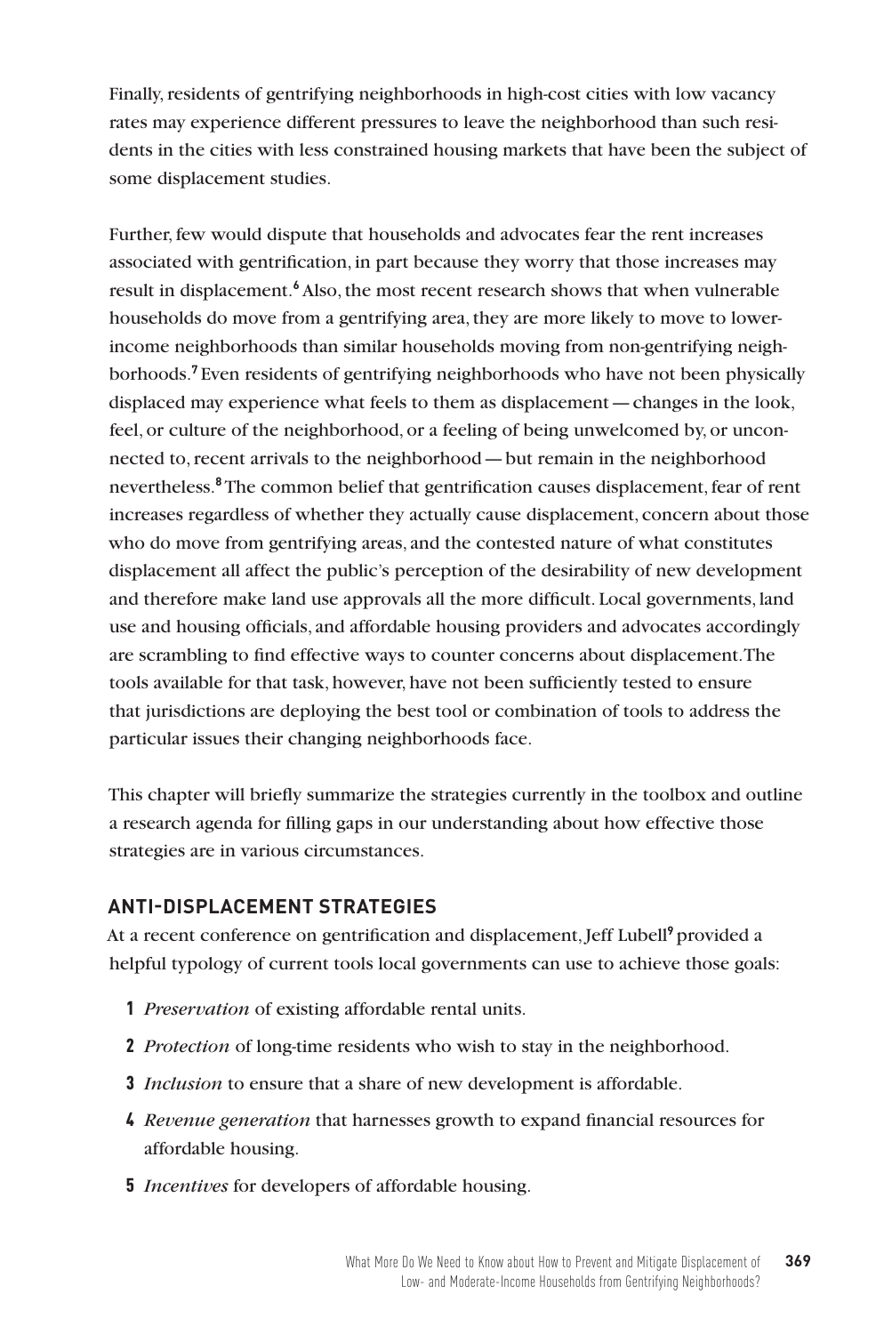Finally, residents of gentrifying neighborhoods in high-cost cities with low vacancy rates may experience different pressures to leave the neighborhood than such residents in the cities with less constrained housing markets that have been the subject of some displacement studies.

Further, few would dispute that households and advocates fear the rent increases associated with gentrification, in part because they worry that those increases may result in displacement.[6] Also, the most recent research shows that when vulnerable households do move from a gentrifying area, they are more likely to move to lower-income neighborhoods than similar households moving from non-gentrifying neighborhoods.[7] Even residents of gentrifying neighborhoods who have not been physically displaced may experience what feels to them as displacement — changes in the look, feel, or culture of the neighborhood, or a feeling of being unwelcomed by, or unconnected to, recent arrivals to the neighborhood — but remain in the neighborhood nevertheless.[8] The common belief that gentrification causes displacement, fear of rent increases regardless of whether they actually cause displacement, concern about those who do move from gentrifying areas, and the contested nature of what constitutes displacement all affect the public's perception of the desirability of new development and therefore make land use approvals all the more difficult. Local governments, land use and housing officials, and affordable housing providers and advocates accordingly are scrambling to find effective ways to counter concerns about displacement. The tools available for that task, however, have not been sufficiently tested to ensure that jurisdictions are deploying the best tool or combination of tools to address the particular issues their changing neighborhoods face.

This chapter will briefly summarize the strategies currently in the toolbox and outline a research agenda for filling gaps in our understanding about how effective those strategies are in various circumstances.

## ANTI-DISPLACEMENT STRATEGIES

At a recent conference on gentrification and displacement, Jeff Lubell[9] provided a helpful typology of current tools local governments can use to achieve those goals:

1. *Preservation* of existing affordable rental units.
2. *Protection* of long-time residents who wish to stay in the neighborhood.
3. *Inclusion* to ensure that a share of new development is affordable.
4. *Revenue generation* that harnesses growth to expand financial resources for affordable housing.
5. *Incentives* for developers of affordable housing.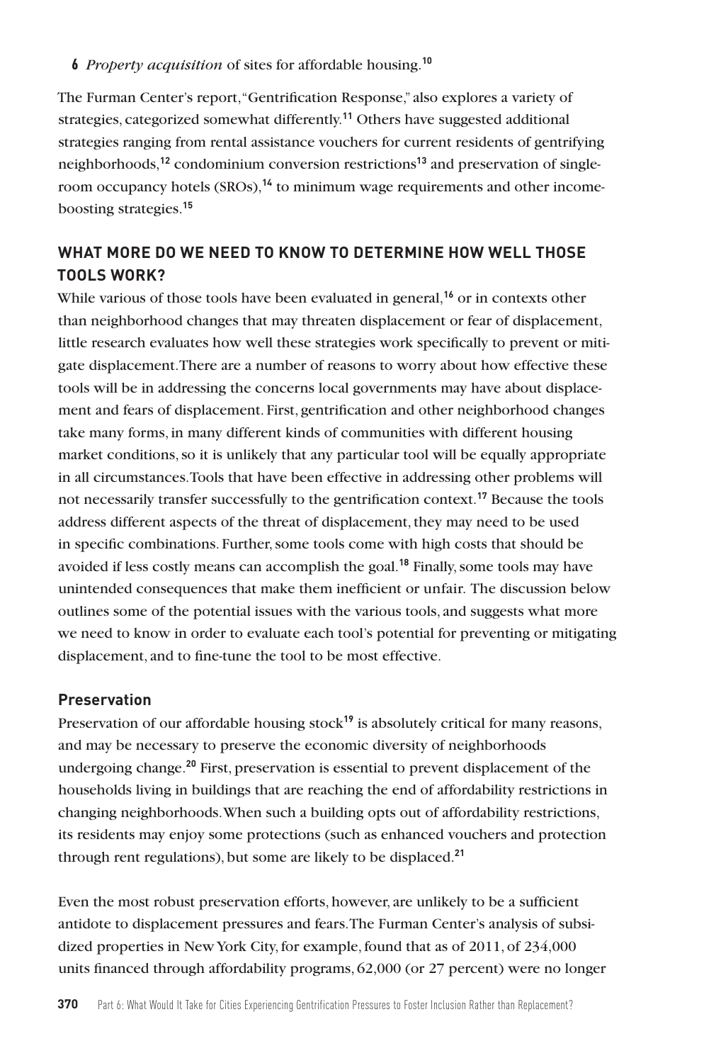**6** *Property acquisition* of sites for affordable housing.[10]

The Furman Center's report, "Gentrification Response," also explores a variety of strategies, categorized somewhat differently.[11] Others have suggested additional strategies ranging from rental assistance vouchers for current residents of gentrifying neighborhoods,[12] condominium conversion restrictions[13] and preservation of single-room occupancy hotels (SROs),[14] to minimum wage requirements and other income-boosting strategies.[15]

## WHAT MORE DO WE NEED TO KNOW TO DETERMINE HOW WELL THOSE TOOLS WORK?

While various of those tools have been evaluated in general,[16] or in contexts other than neighborhood changes that may threaten displacement or fear of displacement, little research evaluates how well these strategies work specifically to prevent or mitigate displacement. There are a number of reasons to worry about how effective these tools will be in addressing the concerns local governments may have about displacement and fears of displacement. First, gentrification and other neighborhood changes take many forms, in many different kinds of communities with different housing market conditions, so it is unlikely that any particular tool will be equally appropriate in all circumstances. Tools that have been effective in addressing other problems will not necessarily transfer successfully to the gentrification context.[17] Because the tools address different aspects of the threat of displacement, they may need to be used in specific combinations. Further, some tools come with high costs that should be avoided if less costly means can accomplish the goal.[18] Finally, some tools may have unintended consequences that make them inefficient or unfair. The discussion below outlines some of the potential issues with the various tools, and suggests what more we need to know in order to evaluate each tool's potential for preventing or mitigating displacement, and to fine-tune the tool to be most effective.

### Preservation

Preservation of our affordable housing stock[19] is absolutely critical for many reasons, and may be necessary to preserve the economic diversity of neighborhoods undergoing change.[20] First, preservation is essential to prevent displacement of the households living in buildings that are reaching the end of affordability restrictions in changing neighborhoods. When such a building opts out of affordability restrictions, its residents may enjoy some protections (such as enhanced vouchers and protection through rent regulations), but some are likely to be displaced.[21]

Even the most robust preservation efforts, however, are unlikely to be a sufficient antidote to displacement pressures and fears. The Furman Center's analysis of subsidized properties in New York City, for example, found that as of 2011, of 234,000 units financed through affordability programs, 62,000 (or 27 percent) were no longer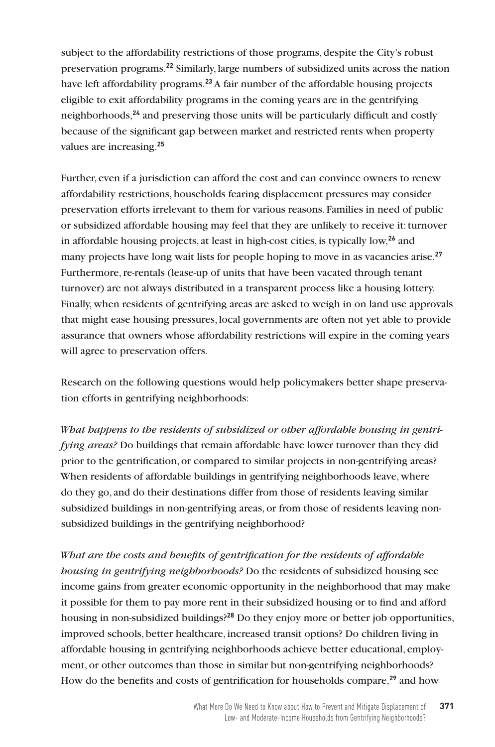subject to the affordability restrictions of those programs, despite the City's robust preservation programs.[22] Similarly, large numbers of subsidized units across the nation have left affordability programs.[23] A fair number of the affordable housing projects eligible to exit affordability programs in the coming years are in the gentrifying neighborhoods,[24] and preserving those units will be particularly difficult and costly because of the significant gap between market and restricted rents when property values are increasing.[25]

Further, even if a jurisdiction can afford the cost and can convince owners to renew affordability restrictions, households fearing displacement pressures may consider preservation efforts irrelevant to them for various reasons. Families in need of public or subsidized affordable housing may feel that they are unlikely to receive it: turnover in affordable housing projects, at least in high-cost cities, is typically low,[26] and many projects have long wait lists for people hoping to move in as vacancies arise.[27] Furthermore, re-rentals (lease-up of units that have been vacated through tenant turnover) are not always distributed in a transparent process like a housing lottery. Finally, when residents of gentrifying areas are asked to weigh in on land use approvals that might ease housing pressures, local governments are often not yet able to provide assurance that owners whose affordability restrictions will expire in the coming years will agree to preservation offers.

Research on the following questions would help policymakers better shape preservation efforts in gentrifying neighborhoods:

*What happens to the residents of subsidized or other affordable housing in gentrifying areas?* Do buildings that remain affordable have lower turnover than they did prior to the gentrification, or compared to similar projects in non-gentrifying areas? When residents of affordable buildings in gentrifying neighborhoods leave, where do they go, and do their destinations differ from those of residents leaving similar subsidized buildings in non-gentrifying areas, or from those of residents leaving non-subsidized buildings in the gentrifying neighborhood?

*What are the costs and benefits of gentrification for the residents of affordable housing in gentrifying neighborhoods?* Do the residents of subsidized housing see income gains from greater economic opportunity in the neighborhood that may make it possible for them to pay more rent in their subsidized housing or to find and afford housing in non-subsidized buildings?[28] Do they enjoy more or better job opportunities, improved schools, better healthcare, increased transit options? Do children living in affordable housing in gentrifying neighborhoods achieve better educational, employment, or other outcomes than those in similar but non-gentrifying neighborhoods? How do the benefits and costs of gentrification for households compare,[29] and how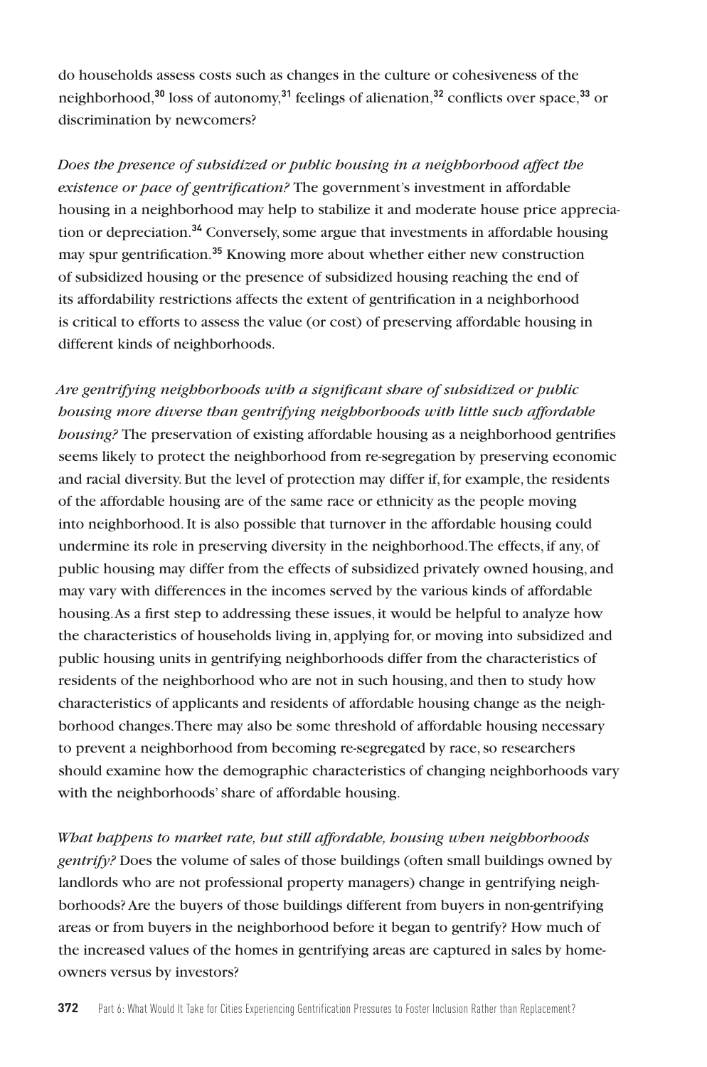do households assess costs such as changes in the culture or cohesiveness of the neighborhood,[30] loss of autonomy,[31] feelings of alienation,[32] conflicts over space,[33] or discrimination by newcomers?

*Does the presence of subsidized or public housing in a neighborhood affect the existence or pace of gentrification?* The government's investment in affordable housing in a neighborhood may help to stabilize it and moderate house price appreciation or depreciation.[34] Conversely, some argue that investments in affordable housing may spur gentrification.[35] Knowing more about whether either new construction of subsidized housing or the presence of subsidized housing reaching the end of its affordability restrictions affects the extent of gentrification in a neighborhood is critical to efforts to assess the value (or cost) of preserving affordable housing in different kinds of neighborhoods.

*Are gentrifying neighborhoods with a significant share of subsidized or public housing more diverse than gentrifying neighborhoods with little such affordable housing?* The preservation of existing affordable housing as a neighborhood gentrifies seems likely to protect the neighborhood from re-segregation by preserving economic and racial diversity. But the level of protection may differ if, for example, the residents of the affordable housing are of the same race or ethnicity as the people moving into neighborhood. It is also possible that turnover in the affordable housing could undermine its role in preserving diversity in the neighborhood. The effects, if any, of public housing may differ from the effects of subsidized privately owned housing, and may vary with differences in the incomes served by the various kinds of affordable housing. As a first step to addressing these issues, it would be helpful to analyze how the characteristics of households living in, applying for, or moving into subsidized and public housing units in gentrifying neighborhoods differ from the characteristics of residents of the neighborhood who are not in such housing, and then to study how characteristics of applicants and residents of affordable housing change as the neighborhood changes. There may also be some threshold of affordable housing necessary to prevent a neighborhood from becoming re-segregated by race, so researchers should examine how the demographic characteristics of changing neighborhoods vary with the neighborhoods' share of affordable housing.

*What happens to market rate, but still affordable, housing when neighborhoods gentrify?* Does the volume of sales of those buildings (often small buildings owned by landlords who are not professional property managers) change in gentrifying neighborhoods? Are the buyers of those buildings different from buyers in non-gentrifying areas or from buyers in the neighborhood before it began to gentrify? How much of the increased values of the homes in gentrifying areas are captured in sales by homeowners versus by investors?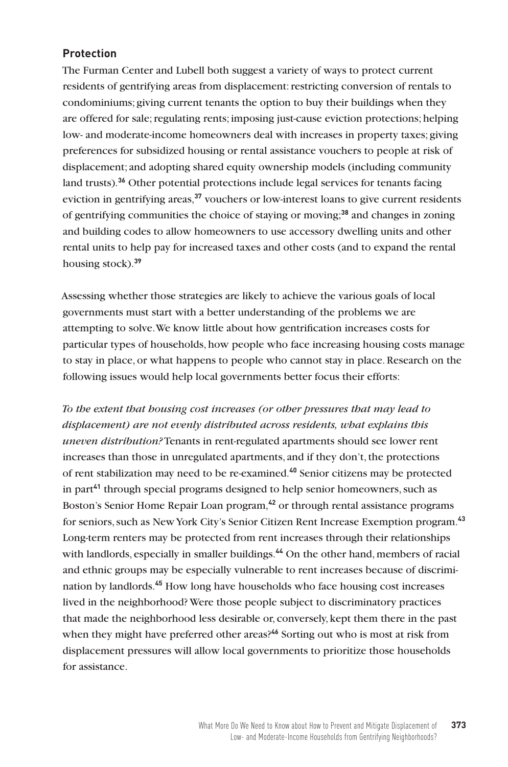### Protection

The Furman Center and Lubell both suggest a variety of ways to protect current residents of gentrifying areas from displacement: restricting conversion of rentals to condominiums; giving current tenants the option to buy their buildings when they are offered for sale; regulating rents; imposing just-cause eviction protections; helping low- and moderate-income homeowners deal with increases in property taxes; giving preferences for subsidized housing or rental assistance vouchers to people at risk of displacement; and adopting shared equity ownership models (including community land trusts).[36] Other potential protections include legal services for tenants facing eviction in gentrifying areas,[37] vouchers or low-interest loans to give current residents of gentrifying communities the choice of staying or moving;[38] and changes in zoning and building codes to allow homeowners to use accessory dwelling units and other rental units to help pay for increased taxes and other costs (and to expand the rental housing stock).[39]

Assessing whether those strategies are likely to achieve the various goals of local governments must start with a better understanding of the problems we are attempting to solve. We know little about how gentrification increases costs for particular types of households, how people who face increasing housing costs manage to stay in place, or what happens to people who cannot stay in place. Research on the following issues would help local governments better focus their efforts:

*To the extent that housing cost increases (or other pressures that may lead to displacement) are not evenly distributed across residents, what explains this uneven distribution?* Tenants in rent-regulated apartments should see lower rent increases than those in unregulated apartments, and if they don't, the protections of rent stabilization may need to be re-examined.[40] Senior citizens may be protected in part[41] through special programs designed to help senior homeowners, such as Boston's Senior Home Repair Loan program,[42] or through rental assistance programs for seniors, such as New York City's Senior Citizen Rent Increase Exemption program.[43] Long-term renters may be protected from rent increases through their relationships with landlords, especially in smaller buildings.[44] On the other hand, members of racial and ethnic groups may be especially vulnerable to rent increases because of discrimination by landlords.[45] How long have households who face housing cost increases lived in the neighborhood? Were those people subject to discriminatory practices that made the neighborhood less desirable or, conversely, kept them there in the past when they might have preferred other areas?[46] Sorting out who is most at risk from displacement pressures will allow local governments to prioritize those households for assistance.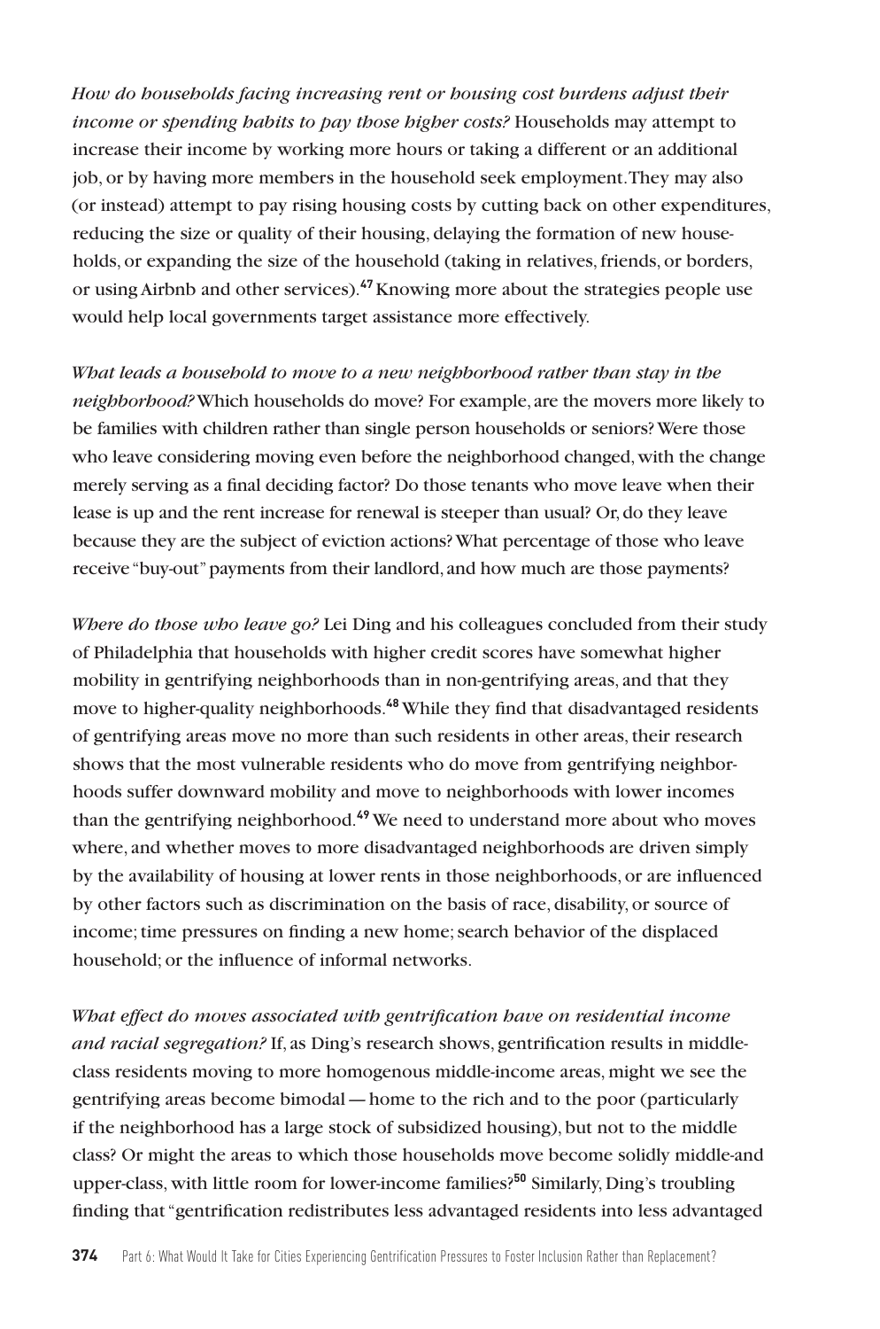*How do households facing increasing rent or housing cost burdens adjust their income or spending habits to pay those higher costs?* Households may attempt to increase their income by working more hours or taking a different or an additional job, or by having more members in the household seek employment. They may also (or instead) attempt to pay rising housing costs by cutting back on other expenditures, reducing the size or quality of their housing, delaying the formation of new households, or expanding the size of the household (taking in relatives, friends, or borders, or using Airbnb and other services).[47] Knowing more about the strategies people use would help local governments target assistance more effectively.

*What leads a household to move to a new neighborhood rather than stay in the neighborhood?* Which households do move? For example, are the movers more likely to be families with children rather than single person households or seniors? Were those who leave considering moving even before the neighborhood changed, with the change merely serving as a final deciding factor? Do those tenants who move leave when their lease is up and the rent increase for renewal is steeper than usual? Or, do they leave because they are the subject of eviction actions? What percentage of those who leave receive "buy-out" payments from their landlord, and how much are those payments?

*Where do those who leave go?* Lei Ding and his colleagues concluded from their study of Philadelphia that households with higher credit scores have somewhat higher mobility in gentrifying neighborhoods than in non-gentrifying areas, and that they move to higher-quality neighborhoods.[48] While they find that disadvantaged residents of gentrifying areas move no more than such residents in other areas, their research shows that the most vulnerable residents who do move from gentrifying neighborhoods suffer downward mobility and move to neighborhoods with lower incomes than the gentrifying neighborhood.[49] We need to understand more about who moves where, and whether moves to more disadvantaged neighborhoods are driven simply by the availability of housing at lower rents in those neighborhoods, or are influenced by other factors such as discrimination on the basis of race, disability, or source of income; time pressures on finding a new home; search behavior of the displaced household; or the influence of informal networks.

*What effect do moves associated with gentrification have on residential income and racial segregation?* If, as Ding's research shows, gentrification results in middle-class residents moving to more homogenous middle-income areas, might we see the gentrifying areas become bimodal — home to the rich and to the poor (particularly if the neighborhood has a large stock of subsidized housing), but not to the middle class? Or might the areas to which those households move become solidly middle-and upper-class, with little room for lower-income families?[50] Similarly, Ding's troubling finding that "gentrification redistributes less advantaged residents into less advantaged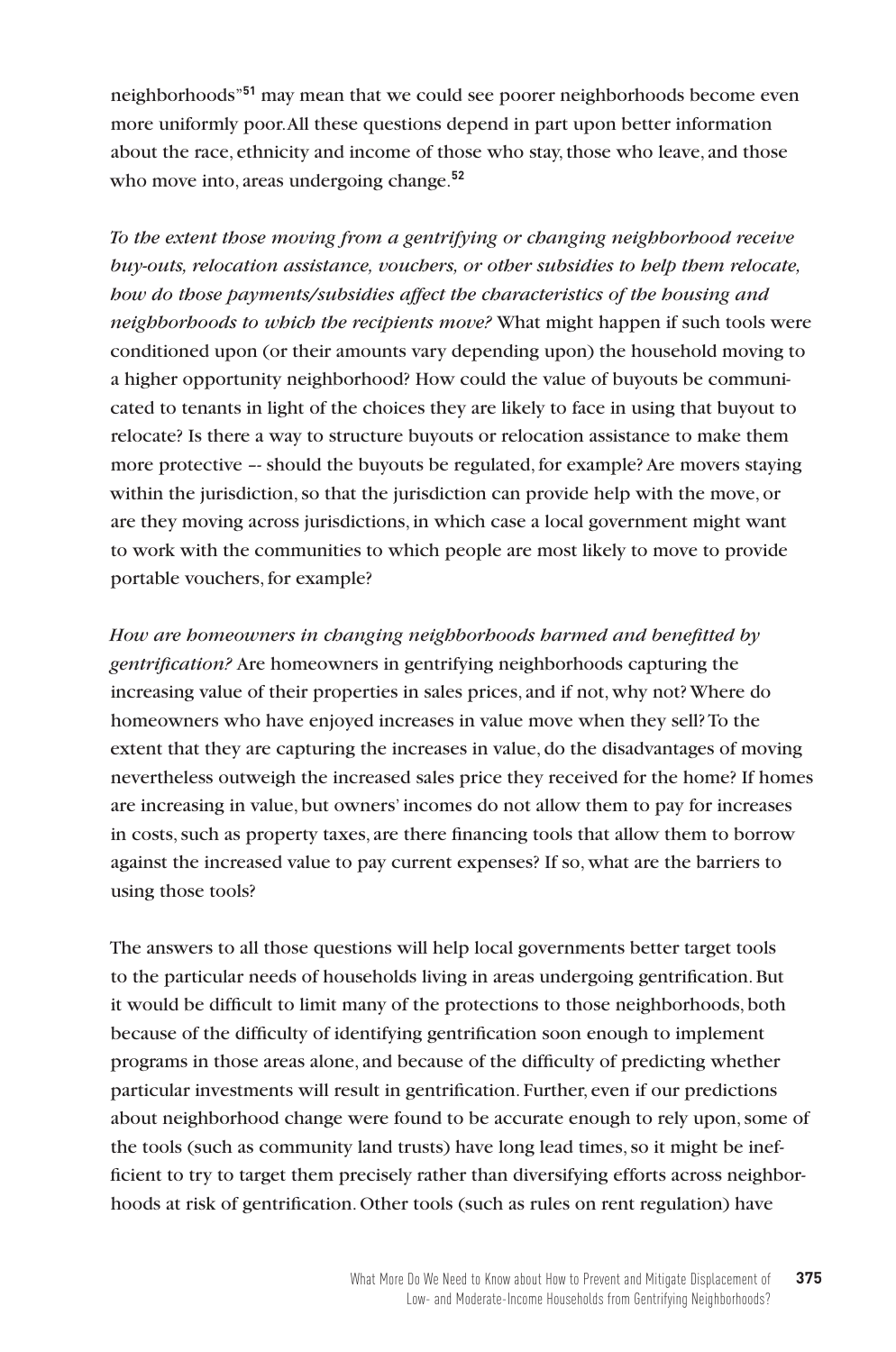neighborhoods"[51] may mean that we could see poorer neighborhoods become even more uniformly poor. All these questions depend in part upon better information about the race, ethnicity and income of those who stay, those who leave, and those who move into, areas undergoing change.[52]

*To the extent those moving from a gentrifying or changing neighborhood receive buy-outs, relocation assistance, vouchers, or other subsidies to help them relocate, how do those payments/subsidies affect the characteristics of the housing and neighborhoods to which the recipients move?* What might happen if such tools were conditioned upon (or their amounts vary depending upon) the household moving to a higher opportunity neighborhood? How could the value of buyouts be communicated to tenants in light of the choices they are likely to face in using that buyout to relocate? Is there a way to structure buyouts or relocation assistance to make them more protective –- should the buyouts be regulated, for example? Are movers staying within the jurisdiction, so that the jurisdiction can provide help with the move, or are they moving across jurisdictions, in which case a local government might want to work with the communities to which people are most likely to move to provide portable vouchers, for example?

*How are homeowners in changing neighborhoods harmed and benefitted by gentrification?* Are homeowners in gentrifying neighborhoods capturing the increasing value of their properties in sales prices, and if not, why not? Where do homeowners who have enjoyed increases in value move when they sell? To the extent that they are capturing the increases in value, do the disadvantages of moving nevertheless outweigh the increased sales price they received for the home? If homes are increasing in value, but owners' incomes do not allow them to pay for increases in costs, such as property taxes, are there financing tools that allow them to borrow against the increased value to pay current expenses? If so, what are the barriers to using those tools?

The answers to all those questions will help local governments better target tools to the particular needs of households living in areas undergoing gentrification. But it would be difficult to limit many of the protections to those neighborhoods, both because of the difficulty of identifying gentrification soon enough to implement programs in those areas alone, and because of the difficulty of predicting whether particular investments will result in gentrification. Further, even if our predictions about neighborhood change were found to be accurate enough to rely upon, some of the tools (such as community land trusts) have long lead times, so it might be inefficient to try to target them precisely rather than diversifying efforts across neighborhoods at risk of gentrification. Other tools (such as rules on rent regulation) have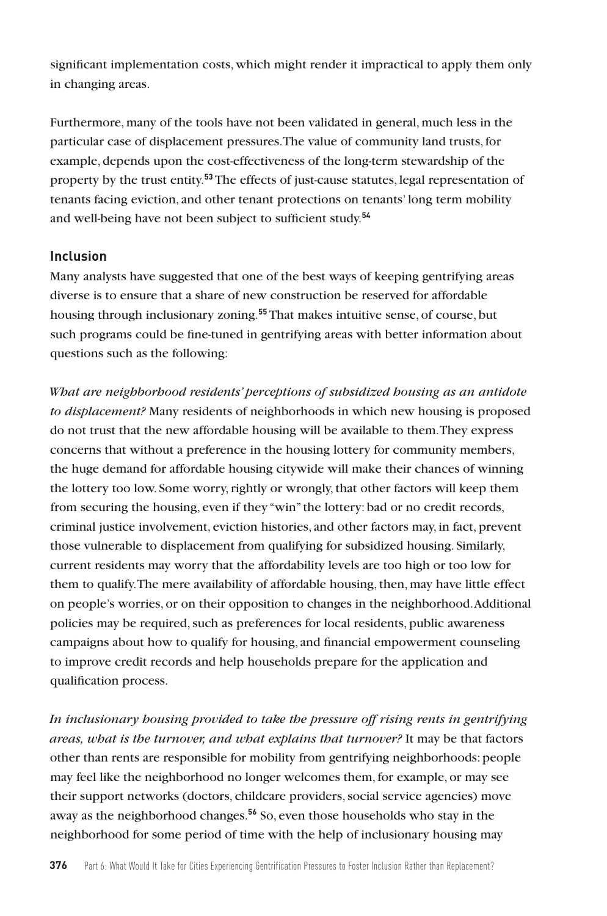significant implementation costs, which might render it impractical to apply them only in changing areas.

Furthermore, many of the tools have not been validated in general, much less in the particular case of displacement pressures. The value of community land trusts, for example, depends upon the cost-effectiveness of the long-term stewardship of the property by the trust entity.[53] The effects of just-cause statutes, legal representation of tenants facing eviction, and other tenant protections on tenants' long term mobility and well-being have not been subject to sufficient study.[54]

## Inclusion

Many analysts have suggested that one of the best ways of keeping gentrifying areas diverse is to ensure that a share of new construction be reserved for affordable housing through inclusionary zoning.[55] That makes intuitive sense, of course, but such programs could be fine-tuned in gentrifying areas with better information about questions such as the following:

*What are neighborhood residents' perceptions of subsidized housing as an antidote to displacement?* Many residents of neighborhoods in which new housing is proposed do not trust that the new affordable housing will be available to them. They express concerns that without a preference in the housing lottery for community members, the huge demand for affordable housing citywide will make their chances of winning the lottery too low. Some worry, rightly or wrongly, that other factors will keep them from securing the housing, even if they "win" the lottery: bad or no credit records, criminal justice involvement, eviction histories, and other factors may, in fact, prevent those vulnerable to displacement from qualifying for subsidized housing. Similarly, current residents may worry that the affordability levels are too high or too low for them to qualify. The mere availability of affordable housing, then, may have little effect on people's worries, or on their opposition to changes in the neighborhood. Additional policies may be required, such as preferences for local residents, public awareness campaigns about how to qualify for housing, and financial empowerment counseling to improve credit records and help households prepare for the application and qualification process.

*In inclusionary housing provided to take the pressure off rising rents in gentrifying areas, what is the turnover, and what explains that turnover?* It may be that factors other than rents are responsible for mobility from gentrifying neighborhoods: people may feel like the neighborhood no longer welcomes them, for example, or may see their support networks (doctors, childcare providers, social service agencies) move away as the neighborhood changes.[56] So, even those households who stay in the neighborhood for some period of time with the help of inclusionary housing may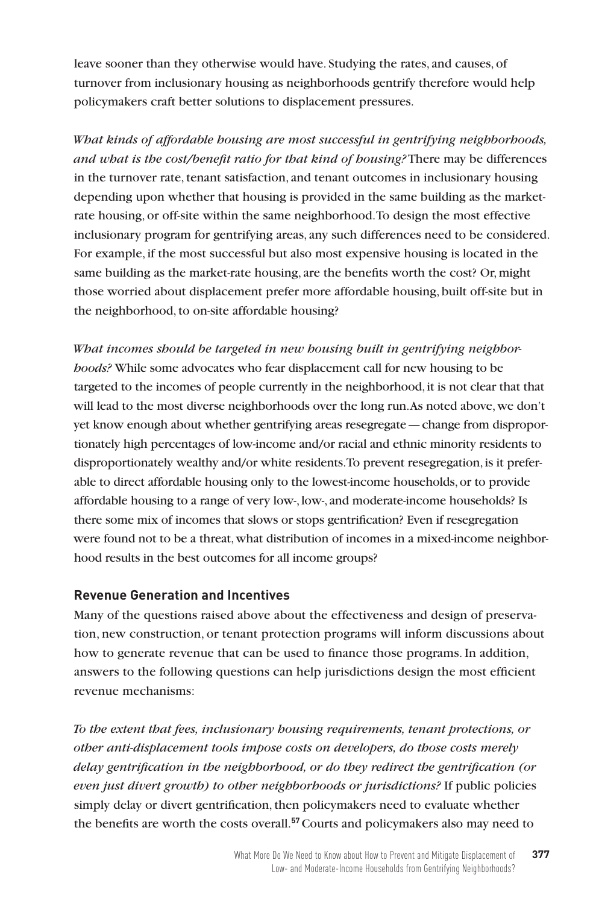leave sooner than they otherwise would have. Studying the rates, and causes, of turnover from inclusionary housing as neighborhoods gentrify therefore would help policymakers craft better solutions to displacement pressures.

*What kinds of affordable housing are most successful in gentrifying neighborhoods, and what is the cost/benefit ratio for that kind of housing?* There may be differences in the turnover rate, tenant satisfaction, and tenant outcomes in inclusionary housing depending upon whether that housing is provided in the same building as the market-rate housing, or off-site within the same neighborhood. To design the most effective inclusionary program for gentrifying areas, any such differences need to be considered. For example, if the most successful but also most expensive housing is located in the same building as the market-rate housing, are the benefits worth the cost? Or, might those worried about displacement prefer more affordable housing, built off-site but in the neighborhood, to on-site affordable housing?

*What incomes should be targeted in new housing built in gentrifying neighborhoods?* While some advocates who fear displacement call for new housing to be targeted to the incomes of people currently in the neighborhood, it is not clear that that will lead to the most diverse neighborhoods over the long run. As noted above, we don't yet know enough about whether gentrifying areas resegregate — change from disproportionately high percentages of low-income and/or racial and ethnic minority residents to disproportionately wealthy and/or white residents. To prevent resegregation, is it preferable to direct affordable housing only to the lowest-income households, or to provide affordable housing to a range of very low-, low-, and moderate-income households? Is there some mix of incomes that slows or stops gentrification? Even if resegregation were found not to be a threat, what distribution of incomes in a mixed-income neighborhood results in the best outcomes for all income groups?

### Revenue Generation and Incentives

Many of the questions raised above about the effectiveness and design of preservation, new construction, or tenant protection programs will inform discussions about how to generate revenue that can be used to finance those programs. In addition, answers to the following questions can help jurisdictions design the most efficient revenue mechanisms:

*To the extent that fees, inclusionary housing requirements, tenant protections, or other anti-displacement tools impose costs on developers, do those costs merely delay gentrification in the neighborhood, or do they redirect the gentrification (or even just divert growth) to other neighborhoods or jurisdictions?* If public policies simply delay or divert gentrification, then policymakers need to evaluate whether the benefits are worth the costs overall.[57] Courts and policymakers also may need to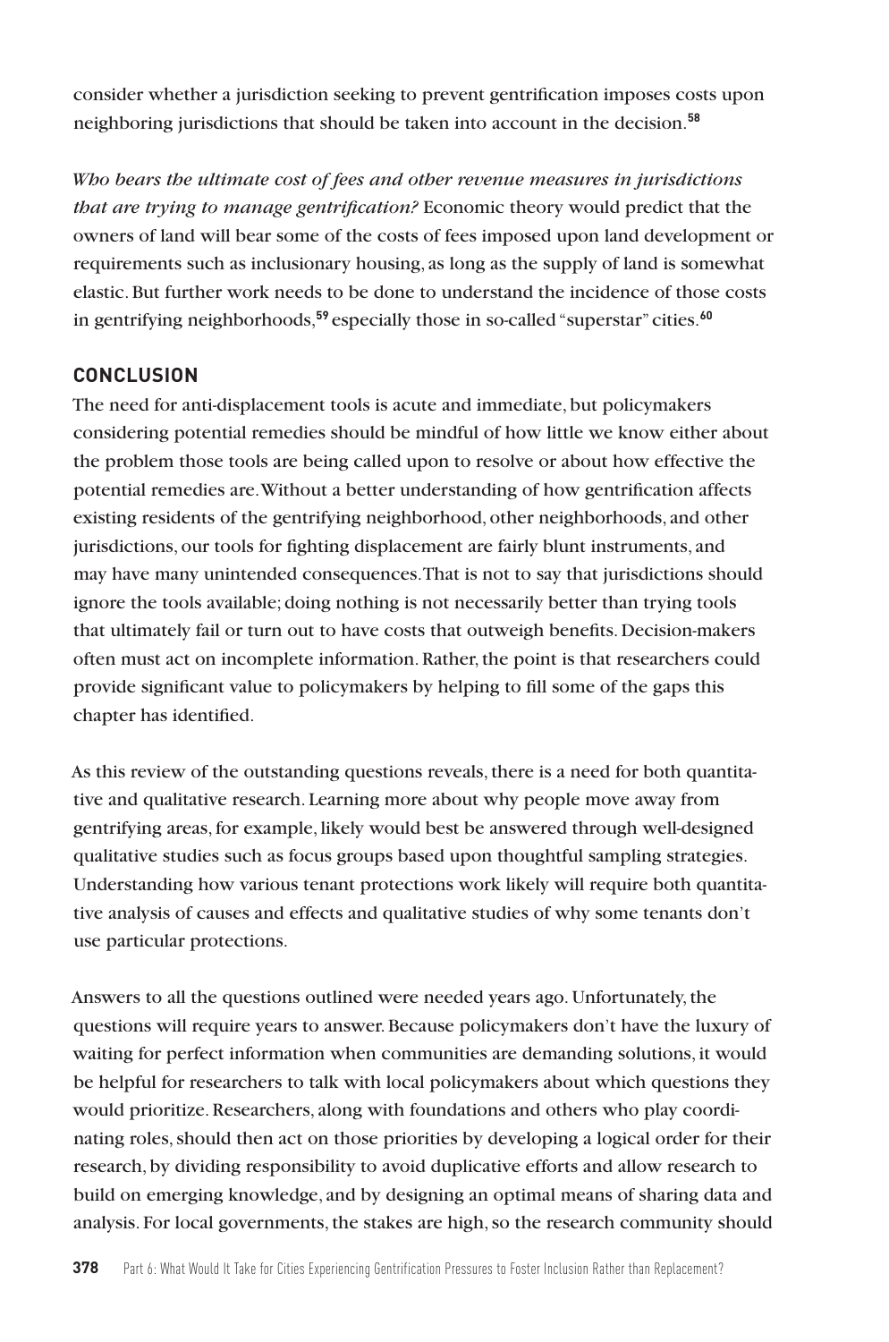consider whether a jurisdiction seeking to prevent gentrification imposes costs upon neighboring jurisdictions that should be taken into account in the decision.[58]

*Who bears the ultimate cost of fees and other revenue measures in jurisdictions that are trying to manage gentrification?* Economic theory would predict that the owners of land will bear some of the costs of fees imposed upon land development or requirements such as inclusionary housing, as long as the supply of land is somewhat elastic. But further work needs to be done to understand the incidence of those costs in gentrifying neighborhoods,[59] especially those in so-called "superstar" cities.[60]

## CONCLUSION

The need for anti-displacement tools is acute and immediate, but policymakers considering potential remedies should be mindful of how little we know either about the problem those tools are being called upon to resolve or about how effective the potential remedies are. Without a better understanding of how gentrification affects existing residents of the gentrifying neighborhood, other neighborhoods, and other jurisdictions, our tools for fighting displacement are fairly blunt instruments, and may have many unintended consequences. That is not to say that jurisdictions should ignore the tools available; doing nothing is not necessarily better than trying tools that ultimately fail or turn out to have costs that outweigh benefits. Decision-makers often must act on incomplete information. Rather, the point is that researchers could provide significant value to policymakers by helping to fill some of the gaps this chapter has identified.

As this review of the outstanding questions reveals, there is a need for both quantitative and qualitative research. Learning more about why people move away from gentrifying areas, for example, likely would best be answered through well-designed qualitative studies such as focus groups based upon thoughtful sampling strategies. Understanding how various tenant protections work likely will require both quantitative analysis of causes and effects and qualitative studies of why some tenants don't use particular protections.

Answers to all the questions outlined were needed years ago. Unfortunately, the questions will require years to answer. Because policymakers don't have the luxury of waiting for perfect information when communities are demanding solutions, it would be helpful for researchers to talk with local policymakers about which questions they would prioritize. Researchers, along with foundations and others who play coordinating roles, should then act on those priorities by developing a logical order for their research, by dividing responsibility to avoid duplicative efforts and allow research to build on emerging knowledge, and by designing an optimal means of sharing data and analysis. For local governments, the stakes are high, so the research community should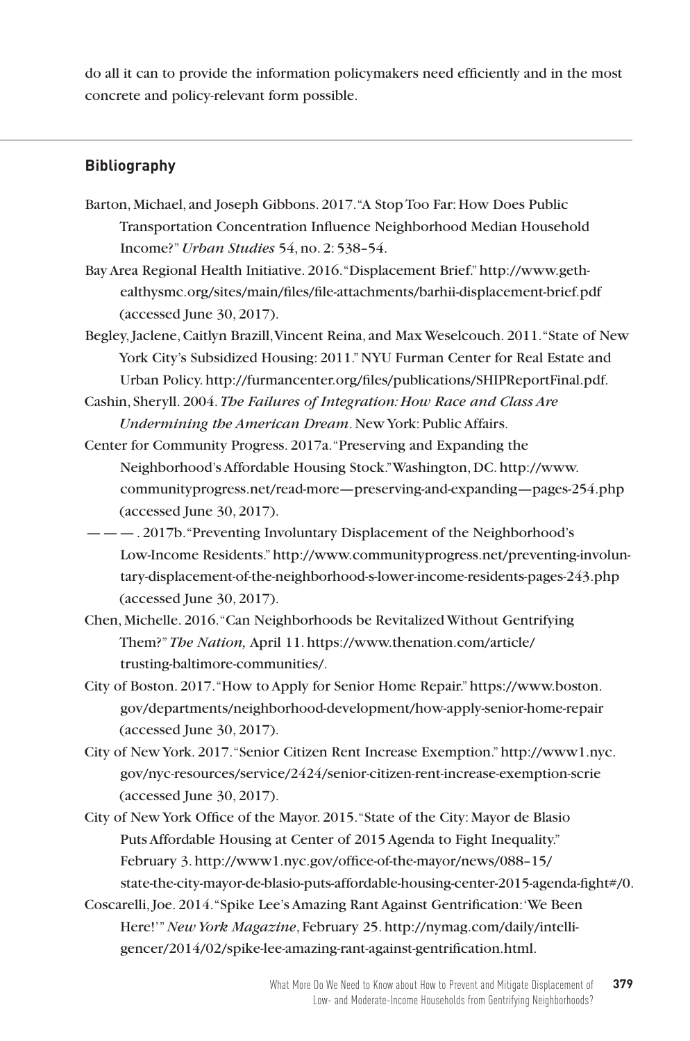do all it can to provide the information policymakers need efficiently and in the most concrete and policy-relevant form possible.

## Bibliography

Barton, Michael, and Joseph Gibbons. 2017. "A Stop Too Far: How Does Public Transportation Concentration Influence Neighborhood Median Household Income?" *Urban Studies* 54, no. 2: 538–54.

Bay Area Regional Health Initiative. 2016. "Displacement Brief." http://www.gethealthysmc.org/sites/main/files/file-attachments/barhii-displacement-brief.pdf (accessed June 30, 2017).

Begley, Jaclene, Caitlyn Brazill, Vincent Reina, and Max Weselcouch. 2011. "State of New York City's Subsidized Housing: 2011." NYU Furman Center for Real Estate and Urban Policy. http://furmancenter.org/files/publications/SHIPReportFinal.pdf.

Cashin, Sheryll. 2004. *The Failures of Integration: How Race and Class Are Undermining the American Dream*. New York: Public Affairs.

Center for Community Progress. 2017a. "Preserving and Expanding the Neighborhood's Affordable Housing Stock." Washington, DC. http://www.communityprogress.net/read-more—preserving-and-expanding—pages-254.php (accessed June 30, 2017).

— — — . 2017b. "Preventing Involuntary Displacement of the Neighborhood's Low-Income Residents." http://www.communityprogress.net/preventing-involuntary-displacement-of-the-neighborhood-s-lower-income-residents-pages-243.php (accessed June 30, 2017).

Chen, Michelle. 2016. "Can Neighborhoods be Revitalized Without Gentrifying Them?" *The Nation,* April 11. https://www.thenation.com/article/trusting-baltimore-communities/.

City of Boston. 2017. "How to Apply for Senior Home Repair." https://www.boston.gov/departments/neighborhood-development/how-apply-senior-home-repair (accessed June 30, 2017).

City of New York. 2017. "Senior Citizen Rent Increase Exemption." http://www1.nyc.gov/nyc-resources/service/2424/senior-citizen-rent-increase-exemption-scrie (accessed June 30, 2017).

City of New York Office of the Mayor. 2015. "State of the City: Mayor de Blasio Puts Affordable Housing at Center of 2015 Agenda to Fight Inequality." February 3. http://www1.nyc.gov/office-of-the-mayor/news/088–15/state-the-city-mayor-de-blasio-puts-affordable-housing-center-2015-agenda-fight#/0.

Coscarelli, Joe. 2014. "Spike Lee's Amazing Rant Against Gentrification: 'We Been Here!'" *New York Magazine*, February 25. http://nymag.com/daily/intelligencer/2014/02/spike-lee-amazing-rant-against-gentrification.html.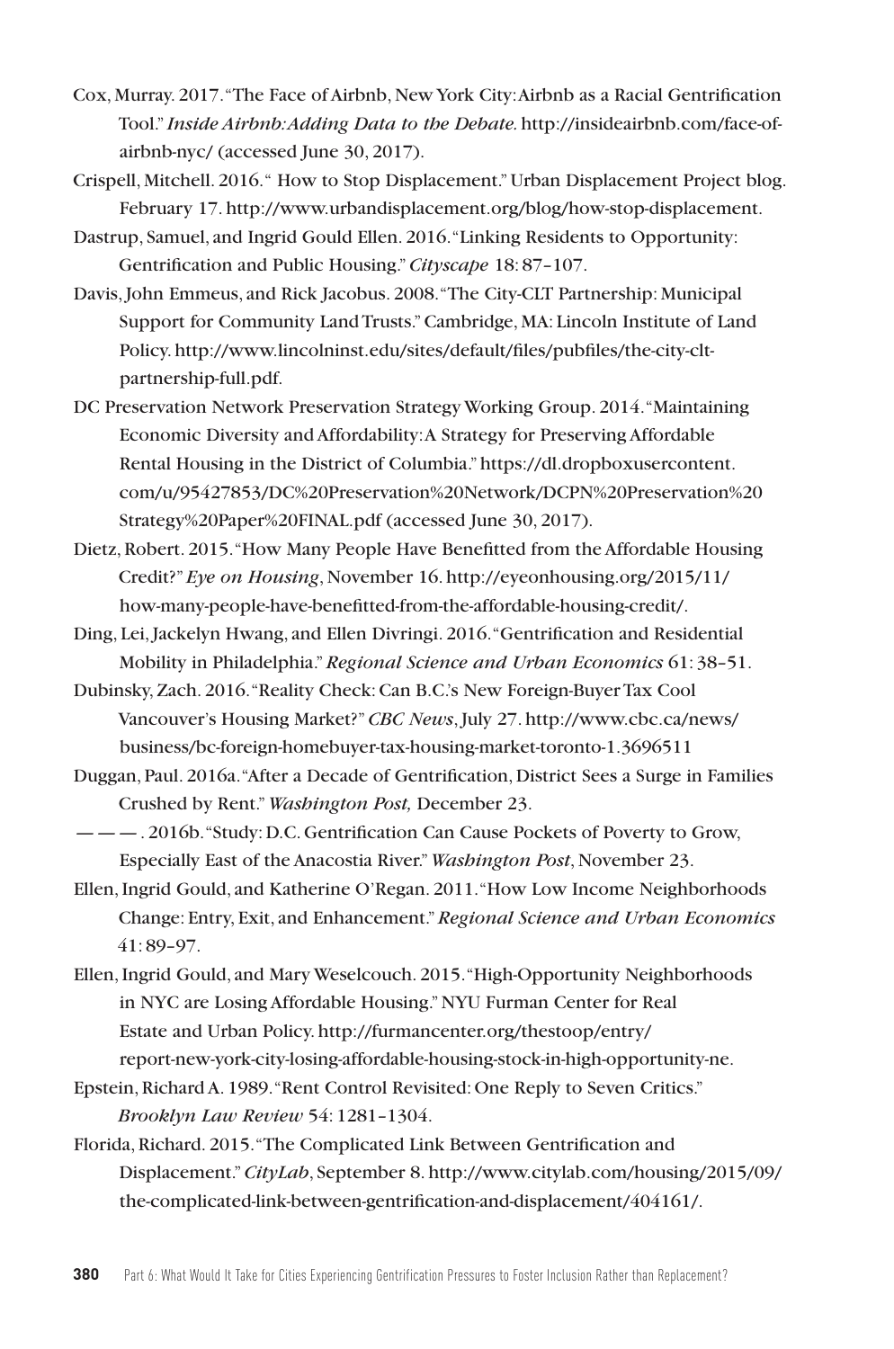Cox, Murray. 2017. "The Face of Airbnb, New York City: Airbnb as a Racial Gentrification Tool." *Inside Airbnb: Adding Data to the Debate.* http://insideairbnb.com/face-of-airbnb-nyc/ (accessed June 30, 2017).

Crispell, Mitchell. 2016. " How to Stop Displacement." Urban Displacement Project blog. February 17. http://www.urbandisplacement.org/blog/how-stop-displacement.

Dastrup, Samuel, and Ingrid Gould Ellen. 2016. "Linking Residents to Opportunity: Gentrification and Public Housing." *Cityscape* 18: 87–107.

Davis, John Emmeus, and Rick Jacobus. 2008. "The City-CLT Partnership: Municipal Support for Community Land Trusts." Cambridge, MA: Lincoln Institute of Land Policy. http://www.lincolninst.edu/sites/default/files/pubfiles/the-city-clt-partnership-full.pdf.

DC Preservation Network Preservation Strategy Working Group. 2014. "Maintaining Economic Diversity and Affordability: A Strategy for Preserving Affordable Rental Housing in the District of Columbia." https://dl.dropboxusercontent.com/u/95427853/DC%20Preservation%20Network/DCPN%20Preservation%20Strategy%20Paper%20FINAL.pdf (accessed June 30, 2017).

Dietz, Robert. 2015. "How Many People Have Benefitted from the Affordable Housing Credit?" *Eye on Housing*, November 16. http://eyeonhousing.org/2015/11/how-many-people-have-benefitted-from-the-affordable-housing-credit/.

Ding, Lei, Jackelyn Hwang, and Ellen Divringi. 2016. "Gentrification and Residential Mobility in Philadelphia." *Regional Science and Urban Economics* 61: 38–51.

Dubinsky, Zach. 2016. "Reality Check: Can B.C.'s New Foreign-Buyer Tax Cool Vancouver's Housing Market?" *CBC News*, July 27. http://www.cbc.ca/news/business/bc-foreign-homebuyer-tax-housing-market-toronto-1.3696511

Duggan, Paul. 2016a. "After a Decade of Gentrification, District Sees a Surge in Families Crushed by Rent." *Washington Post,* December 23.

———. 2016b. "Study: D.C. Gentrification Can Cause Pockets of Poverty to Grow, Especially East of the Anacostia River." *Washington Post*, November 23.

Ellen, Ingrid Gould, and Katherine O'Regan. 2011. "How Low Income Neighborhoods Change: Entry, Exit, and Enhancement." *Regional Science and Urban Economics* 41: 89–97.

Ellen, Ingrid Gould, and Mary Weselcouch. 2015. "High-Opportunity Neighborhoods in NYC are Losing Affordable Housing." NYU Furman Center for Real Estate and Urban Policy. http://furmancenter.org/thestoop/entry/report-new-york-city-losing-affordable-housing-stock-in-high-opportunity-ne.

Epstein, Richard A. 1989. "Rent Control Revisited: One Reply to Seven Critics." *Brooklyn Law Review* 54: 1281–1304.

Florida, Richard. 2015. "The Complicated Link Between Gentrification and Displacement." *CityLab*, September 8. http://www.citylab.com/housing/2015/09/the-complicated-link-between-gentrification-and-displacement/404161/.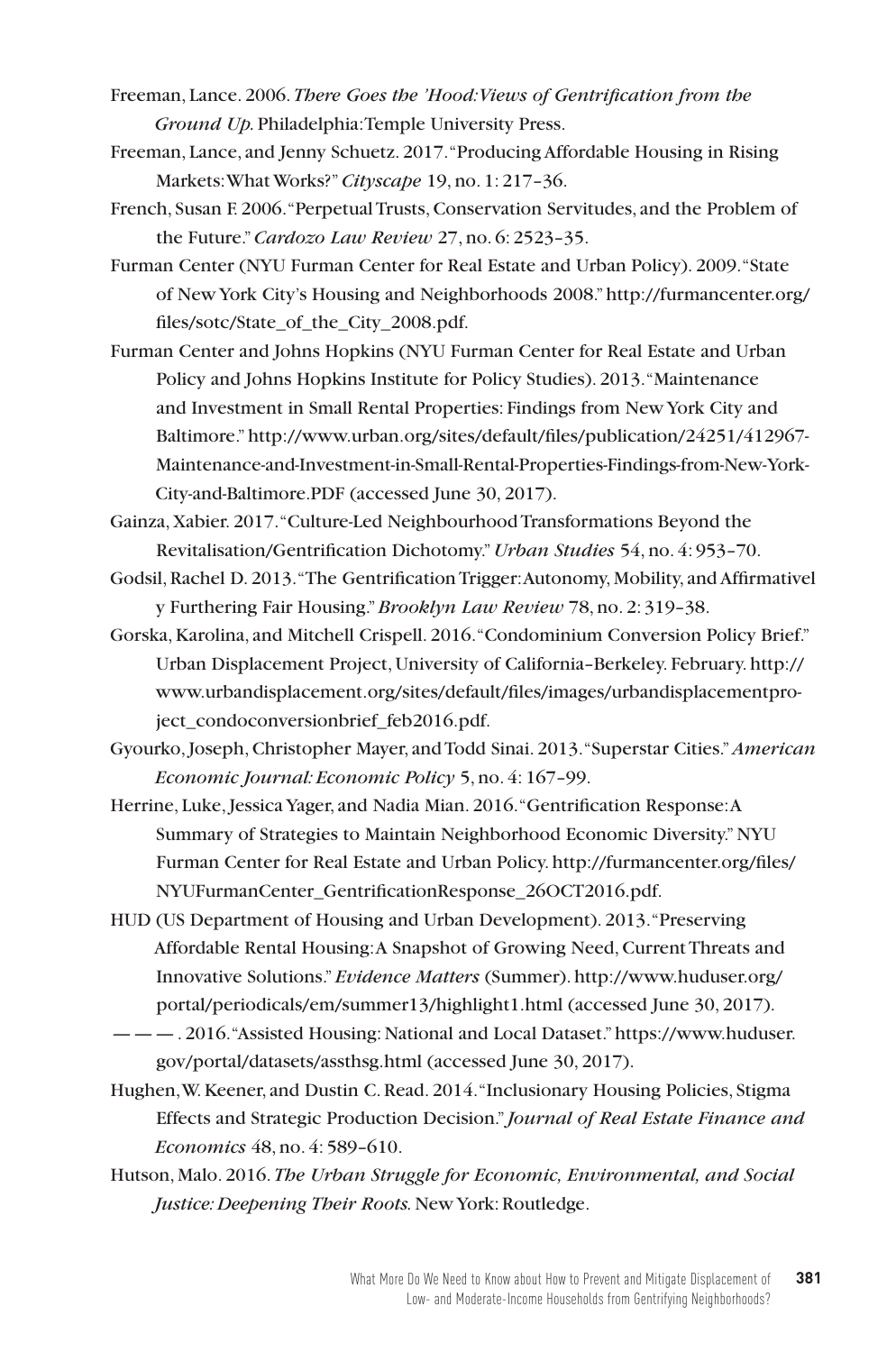Freeman, Lance. 2006. *There Goes the 'Hood: Views of Gentrification from the Ground Up.* Philadelphia: Temple University Press.

Freeman, Lance, and Jenny Schuetz. 2017. "Producing Affordable Housing in Rising Markets: What Works?" *Cityscape* 19, no. 1: 217–36.

French, Susan F. 2006. "Perpetual Trusts, Conservation Servitudes, and the Problem of the Future." *Cardozo Law Review* 27, no. 6: 2523–35.

Furman Center (NYU Furman Center for Real Estate and Urban Policy). 2009. "State of New York City's Housing and Neighborhoods 2008." http://furmancenter.org/files/sotc/State_of_the_City_2008.pdf.

Furman Center and Johns Hopkins (NYU Furman Center for Real Estate and Urban Policy and Johns Hopkins Institute for Policy Studies). 2013. "Maintenance and Investment in Small Rental Properties: Findings from New York City and Baltimore." http://www.urban.org/sites/default/files/publication/24251/412967-Maintenance-and-Investment-in-Small-Rental-Properties-Findings-from-New-York-City-and-Baltimore.PDF (accessed June 30, 2017).

Gainza, Xabier. 2017. "Culture-Led Neighbourhood Transformations Beyond the Revitalisation/Gentrification Dichotomy." *Urban Studies* 54, no. 4: 953–70.

Godsil, Rachel D. 2013. "The Gentrification Trigger: Autonomy, Mobility, and Affirmatively Furthering Fair Housing." *Brooklyn Law Review* 78, no. 2: 319–38.

Gorska, Karolina, and Mitchell Crispell. 2016. "Condominium Conversion Policy Brief." Urban Displacement Project, University of California–Berkeley. February. http://www.urbandisplacement.org/sites/default/files/images/urbandisplacementproject_condoconversionbrief_feb2016.pdf.

Gyourko, Joseph, Christopher Mayer, and Todd Sinai. 2013. "Superstar Cities." *American Economic Journal: Economic Policy* 5, no. 4: 167–99.

Herrine, Luke, Jessica Yager, and Nadia Mian. 2016. "Gentrification Response: A Summary of Strategies to Maintain Neighborhood Economic Diversity." NYU Furman Center for Real Estate and Urban Policy. http://furmancenter.org/files/NYUFurmanCenter_GentrificationResponse_26OCT2016.pdf.

HUD (US Department of Housing and Urban Development). 2013. "Preserving Affordable Rental Housing: A Snapshot of Growing Need, Current Threats and Innovative Solutions." *Evidence Matters* (Summer). http://www.huduser.org/portal/periodicals/em/summer13/highlight1.html (accessed June 30, 2017).

———. 2016. "Assisted Housing: National and Local Dataset." https://www.huduser.gov/portal/datasets/assthsg.html (accessed June 30, 2017).

Hughen, W. Keener, and Dustin C. Read. 2014. "Inclusionary Housing Policies, Stigma Effects and Strategic Production Decision." *Journal of Real Estate Finance and Economics* 48, no. 4: 589–610.

Hutson, Malo. 2016. *The Urban Struggle for Economic, Environmental, and Social Justice: Deepening Their Roots.* New York: Routledge.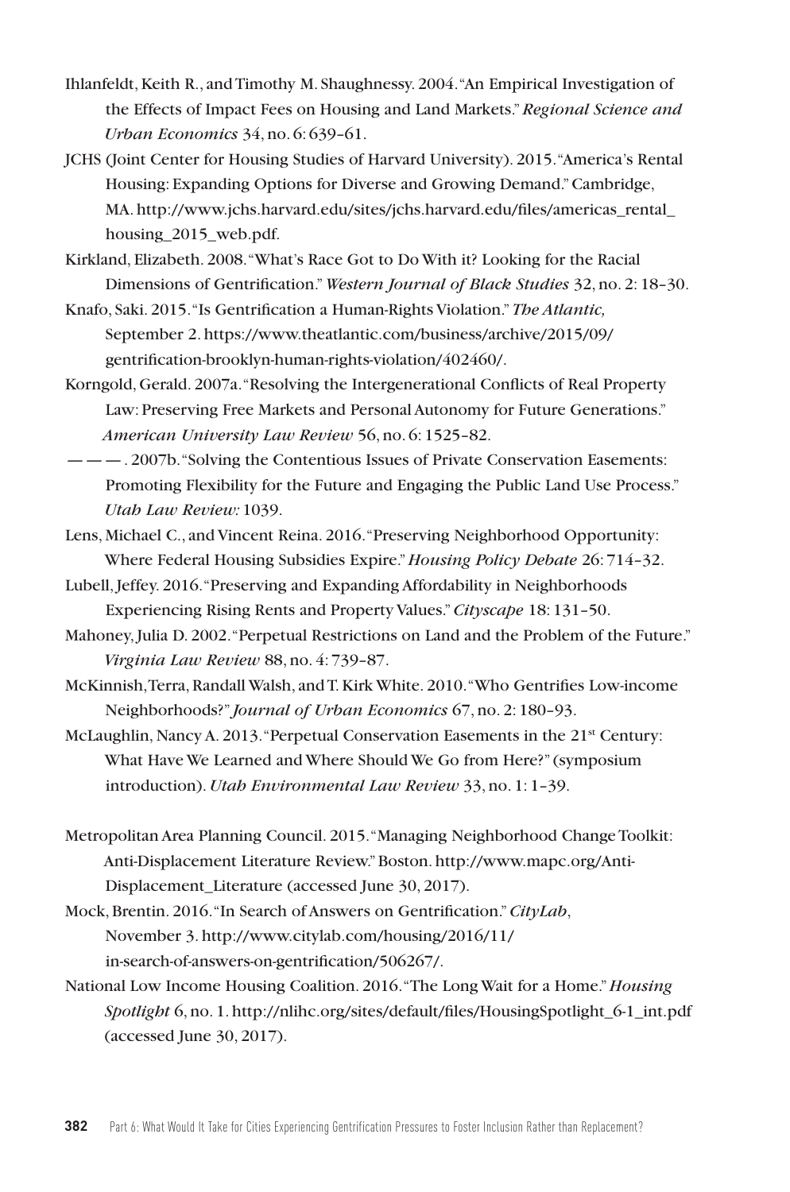Ihlanfeldt, Keith R., and Timothy M. Shaughnessy. 2004. "An Empirical Investigation of the Effects of Impact Fees on Housing and Land Markets." *Regional Science and Urban Economics* 34, no. 6: 639–61.

JCHS (Joint Center for Housing Studies of Harvard University). 2015. "America's Rental Housing: Expanding Options for Diverse and Growing Demand." Cambridge, MA. http://www.jchs.harvard.edu/sites/jchs.harvard.edu/files/americas_rental_housing_2015_web.pdf.

Kirkland, Elizabeth. 2008. "What's Race Got to Do With it? Looking for the Racial Dimensions of Gentrification." *Western Journal of Black Studies* 32, no. 2: 18–30.

Knafo, Saki. 2015. "Is Gentrification a Human-Rights Violation." *The Atlantic,* September 2. https://www.theatlantic.com/business/archive/2015/09/gentrification-brooklyn-human-rights-violation/402460/.

Korngold, Gerald. 2007a. "Resolving the Intergenerational Conflicts of Real Property Law: Preserving Free Markets and Personal Autonomy for Future Generations." *American University Law Review* 56, no. 6: 1525–82.

———. 2007b. "Solving the Contentious Issues of Private Conservation Easements: Promoting Flexibility for the Future and Engaging the Public Land Use Process." *Utah Law Review:* 1039.

Lens, Michael C., and Vincent Reina. 2016. "Preserving Neighborhood Opportunity: Where Federal Housing Subsidies Expire." *Housing Policy Debate* 26: 714–32.

Lubell, Jeffey. 2016. "Preserving and Expanding Affordability in Neighborhoods Experiencing Rising Rents and Property Values." *Cityscape* 18: 131–50.

Mahoney, Julia D. 2002. "Perpetual Restrictions on Land and the Problem of the Future." *Virginia Law Review* 88, no. 4: 739–87.

McKinnish, Terra, Randall Walsh, and T. Kirk White. 2010. "Who Gentrifies Low-income Neighborhoods?" *Journal of Urban Economics* 67, no. 2: 180–93.

McLaughlin, Nancy A. 2013. "Perpetual Conservation Easements in the 21st Century: What Have We Learned and Where Should We Go from Here?" (symposium introduction). *Utah Environmental Law Review* 33, no. 1: 1–39.

Metropolitan Area Planning Council. 2015. "Managing Neighborhood Change Toolkit: Anti-Displacement Literature Review." Boston. http://www.mapc.org/Anti-Displacement_Literature (accessed June 30, 2017).

Mock, Brentin. 2016. "In Search of Answers on Gentrification." *CityLab*, November 3. http://www.citylab.com/housing/2016/11/in-search-of-answers-on-gentrification/506267/.

National Low Income Housing Coalition. 2016. "The Long Wait for a Home." *Housing Spotlight* 6, no. 1. http://nlihc.org/sites/default/files/HousingSpotlight_6-1_int.pdf (accessed June 30, 2017).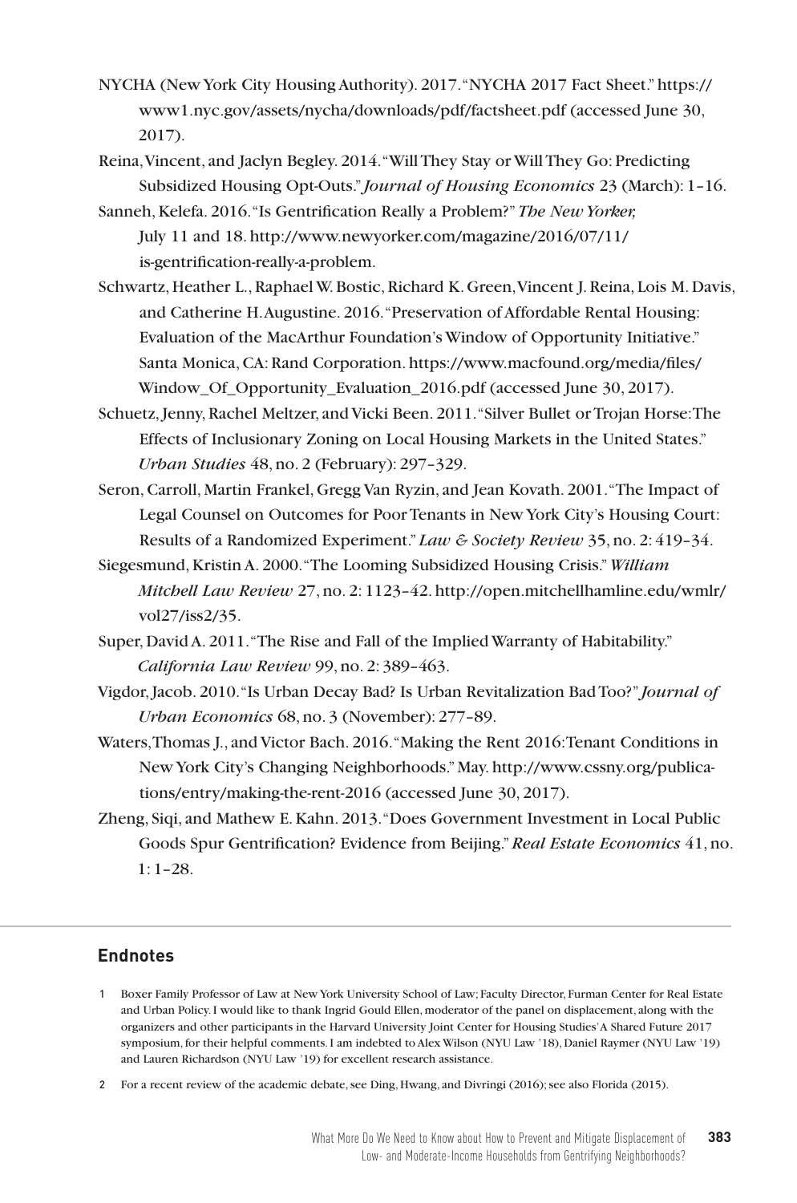NYCHA (New York City Housing Authority). 2017. "NYCHA 2017 Fact Sheet." https://www1.nyc.gov/assets/nycha/downloads/pdf/factsheet.pdf (accessed June 30, 2017).

Reina, Vincent, and Jaclyn Begley. 2014. "Will They Stay or Will They Go: Predicting Subsidized Housing Opt-Outs." *Journal of Housing Economics* 23 (March): 1–16.

Sanneh, Kelefa. 2016. "Is Gentrification Really a Problem?" *The New Yorker,* July 11 and 18. http://www.newyorker.com/magazine/2016/07/11/is-gentrification-really-a-problem.

Schwartz, Heather L., Raphael W. Bostic, Richard K. Green, Vincent J. Reina, Lois M. Davis, and Catherine H. Augustine. 2016. "Preservation of Affordable Rental Housing: Evaluation of the MacArthur Foundation's Window of Opportunity Initiative." Santa Monica, CA: Rand Corporation. https://www.macfound.org/media/files/Window_Of_Opportunity_Evaluation_2016.pdf (accessed June 30, 2017).

Schuetz, Jenny, Rachel Meltzer, and Vicki Been. 2011. "Silver Bullet or Trojan Horse: The Effects of Inclusionary Zoning on Local Housing Markets in the United States." *Urban Studies* 48, no. 2 (February): 297–329.

Seron, Carroll, Martin Frankel, Gregg Van Ryzin, and Jean Kovath. 2001. "The Impact of Legal Counsel on Outcomes for Poor Tenants in New York City's Housing Court: Results of a Randomized Experiment." *Law & Society Review* 35, no. 2: 419–34.

Siegesmund, Kristin A. 2000. "The Looming Subsidized Housing Crisis." *William Mitchell Law Review* 27, no. 2: 1123–42. http://open.mitchellhamline.edu/wmlr/vol27/iss2/35.

Super, David A. 2011. "The Rise and Fall of the Implied Warranty of Habitability." *California Law Review* 99, no. 2: 389–463.

Vigdor, Jacob. 2010. "Is Urban Decay Bad? Is Urban Revitalization Bad Too?" *Journal of Urban Economics* 68, no. 3 (November): 277–89.

Waters, Thomas J., and Victor Bach. 2016. "Making the Rent 2016: Tenant Conditions in New York City's Changing Neighborhoods." May. http://www.cssny.org/publications/entry/making-the-rent-2016 (accessed June 30, 2017).

Zheng, Siqi, and Mathew E. Kahn. 2013. "Does Government Investment in Local Public Goods Spur Gentrification? Evidence from Beijing." *Real Estate Economics* 41, no. 1: 1–28.

## Endnotes

1 Boxer Family Professor of Law at New York University School of Law; Faculty Director, Furman Center for Real Estate and Urban Policy. I would like to thank Ingrid Gould Ellen, moderator of the panel on displacement, along with the organizers and other participants in the Harvard University Joint Center for Housing Studies' A Shared Future 2017 symposium, for their helpful comments. I am indebted to Alex Wilson (NYU Law '18), Daniel Raymer (NYU Law '19) and Lauren Richardson (NYU Law '19) for excellent research assistance.

2 For a recent review of the academic debate, see Ding, Hwang, and Divringi (2016); see also Florida (2015).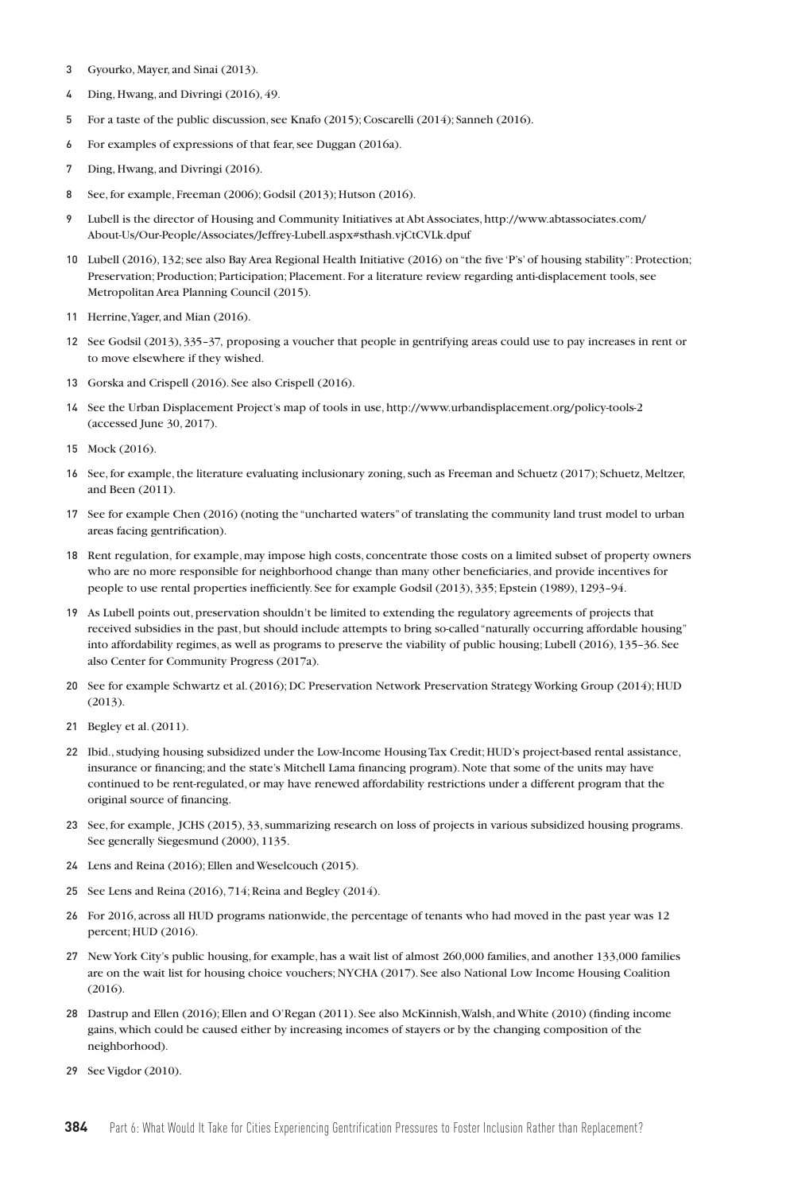3 Gyourko, Mayer, and Sinai (2013).

4 Ding, Hwang, and Divringi (2016), 49.

5 For a taste of the public discussion, see Knafo (2015); Coscarelli (2014); Sanneh (2016).

6 For examples of expressions of that fear, see Duggan (2016a).

7 Ding, Hwang, and Divringi (2016).

8 See, for example, Freeman (2006); Godsil (2013); Hutson (2016).

9 Lubell is the director of Housing and Community Initiatives at Abt Associates, http://www.abtassociates.com/About-Us/Our-People/Associates/Jeffrey-Lubell.aspx#sthash.vjCtCVLk.dpuf

10 Lubell (2016), 132; see also Bay Area Regional Health Initiative (2016) on "the five 'P's' of housing stability": Protection; Preservation; Production; Participation; Placement. For a literature review regarding anti-displacement tools, see Metropolitan Area Planning Council (2015).

11 Herrine, Yager, and Mian (2016).

12 See Godsil (2013), 335–37, proposing a voucher that people in gentrifying areas could use to pay increases in rent or to move elsewhere if they wished.

13 Gorska and Crispell (2016). See also Crispell (2016).

14 See the Urban Displacement Project's map of tools in use, http://www.urbandisplacement.org/policy-tools-2 (accessed June 30, 2017).

15 Mock (2016).

16 See, for example, the literature evaluating inclusionary zoning, such as Freeman and Schuetz (2017); Schuetz, Meltzer, and Been (2011).

17 See for example Chen (2016) (noting the "uncharted waters" of translating the community land trust model to urban areas facing gentrification).

18 Rent regulation, for example, may impose high costs, concentrate those costs on a limited subset of property owners who are no more responsible for neighborhood change than many other beneficiaries, and provide incentives for people to use rental properties inefficiently. See for example Godsil (2013), 335; Epstein (1989), 1293–94.

19 As Lubell points out, preservation shouldn't be limited to extending the regulatory agreements of projects that received subsidies in the past, but should include attempts to bring so-called "naturally occurring affordable housing" into affordability regimes, as well as programs to preserve the viability of public housing; Lubell (2016), 135–36. See also Center for Community Progress (2017a).

20 See for example Schwartz et al. (2016); DC Preservation Network Preservation Strategy Working Group (2014); HUD (2013).

21 Begley et al. (2011).

22 Ibid., studying housing subsidized under the Low-Income Housing Tax Credit; HUD's project-based rental assistance, insurance or financing; and the state's Mitchell Lama financing program). Note that some of the units may have continued to be rent-regulated, or may have renewed affordability restrictions under a different program that the original source of financing.

23 See, for example, JCHS (2015), 33, summarizing research on loss of projects in various subsidized housing programs. See generally Siegesmund (2000), 1135.

24 Lens and Reina (2016); Ellen and Weselcouch (2015).

25 See Lens and Reina (2016), 714; Reina and Begley (2014).

26 For 2016, across all HUD programs nationwide, the percentage of tenants who had moved in the past year was 12 percent; HUD (2016).

27 New York City's public housing, for example, has a wait list of almost 260,000 families, and another 133,000 families are on the wait list for housing choice vouchers; NYCHA (2017). See also National Low Income Housing Coalition (2016).

28 Dastrup and Ellen (2016); Ellen and O'Regan (2011). See also McKinnish, Walsh, and White (2010) (finding income gains, which could be caused either by increasing incomes of stayers or by the changing composition of the neighborhood).

29 See Vigdor (2010).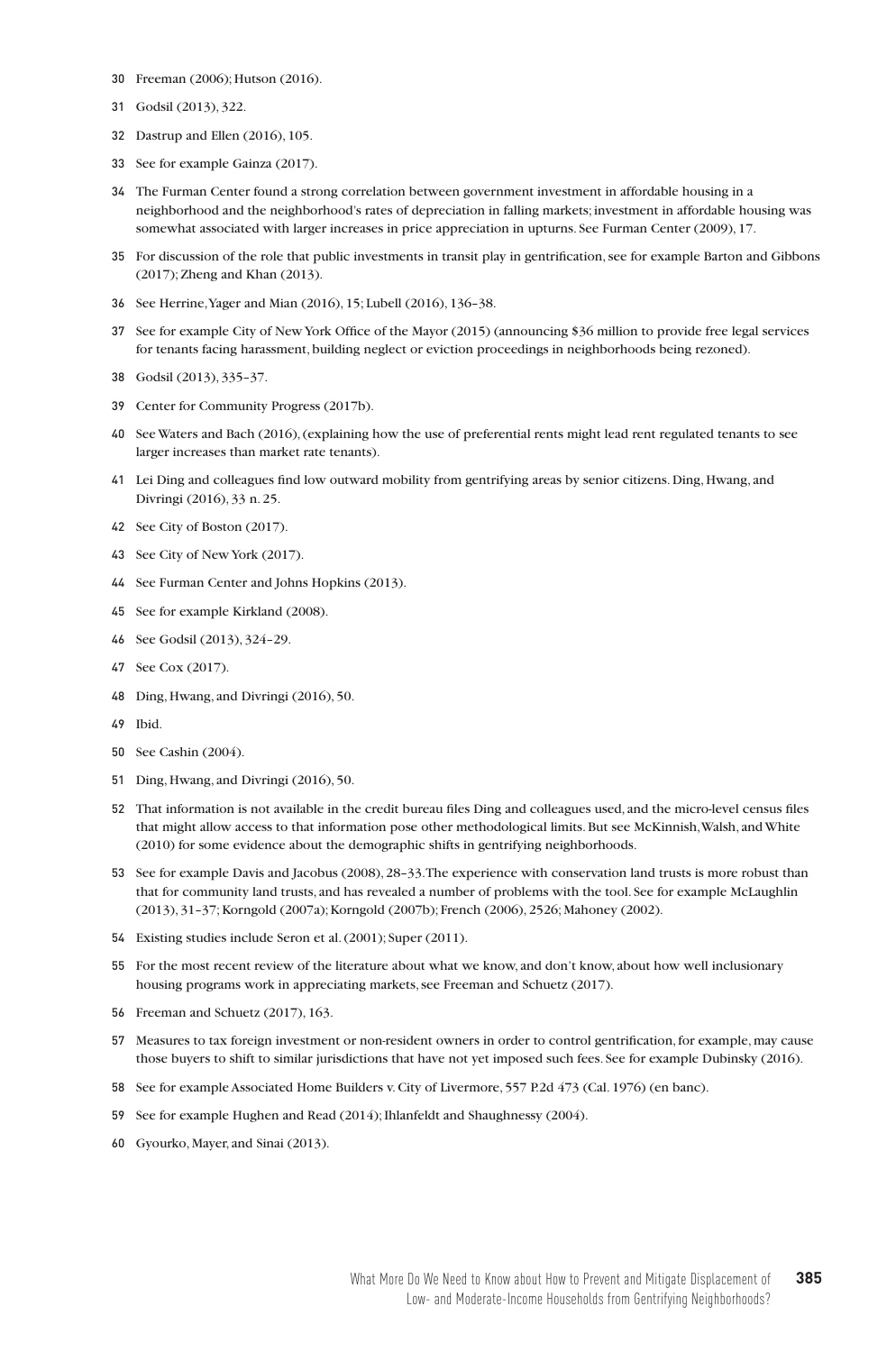30 Freeman (2006); Hutson (2016).

31 Godsil (2013), 322.

32 Dastrup and Ellen (2016), 105.

33 See for example Gainza (2017).

34 The Furman Center found a strong correlation between government investment in affordable housing in a neighborhood and the neighborhood's rates of depreciation in falling markets; investment in affordable housing was somewhat associated with larger increases in price appreciation in upturns. See Furman Center (2009), 17.

35 For discussion of the role that public investments in transit play in gentrification, see for example Barton and Gibbons (2017); Zheng and Khan (2013).

36 See Herrine, Yager and Mian (2016), 15; Lubell (2016), 136–38.

37 See for example City of New York Office of the Mayor (2015) (announcing $36 million to provide free legal services for tenants facing harassment, building neglect or eviction proceedings in neighborhoods being rezoned).

38 Godsil (2013), 335–37.

39 Center for Community Progress (2017b).

40 See Waters and Bach (2016), (explaining how the use of preferential rents might lead rent regulated tenants to see larger increases than market rate tenants).

41 Lei Ding and colleagues find low outward mobility from gentrifying areas by senior citizens. Ding, Hwang, and Divringi (2016), 33 n. 25.

42 See City of Boston (2017).

43 See City of New York (2017).

44 See Furman Center and Johns Hopkins (2013).

45 See for example Kirkland (2008).

46 See Godsil (2013), 324–29.

47 See Cox (2017).

48 Ding, Hwang, and Divringi (2016), 50.

49 Ibid.

50 See Cashin (2004).

51 Ding, Hwang, and Divringi (2016), 50.

52 That information is not available in the credit bureau files Ding and colleagues used, and the micro-level census files that might allow access to that information pose other methodological limits. But see McKinnish, Walsh, and White (2010) for some evidence about the demographic shifts in gentrifying neighborhoods.

53 See for example Davis and Jacobus (2008), 28–33. The experience with conservation land trusts is more robust than that for community land trusts, and has revealed a number of problems with the tool. See for example McLaughlin (2013), 31–37; Korngold (2007a); Korngold (2007b); French (2006), 2526; Mahoney (2002).

54 Existing studies include Seron et al. (2001); Super (2011).

55 For the most recent review of the literature about what we know, and don't know, about how well inclusionary housing programs work in appreciating markets, see Freeman and Schuetz (2017).

56 Freeman and Schuetz (2017), 163.

57 Measures to tax foreign investment or non-resident owners in order to control gentrification, for example, may cause those buyers to shift to similar jurisdictions that have not yet imposed such fees. See for example Dubinsky (2016).

58 See for example Associated Home Builders v. City of Livermore, 557 P.2d 473 (Cal. 1976) (en banc).

59 See for example Hughen and Read (2014); Ihlanfeldt and Shaughnessy (2004).

60 Gyourko, Mayer, and Sinai (2013).